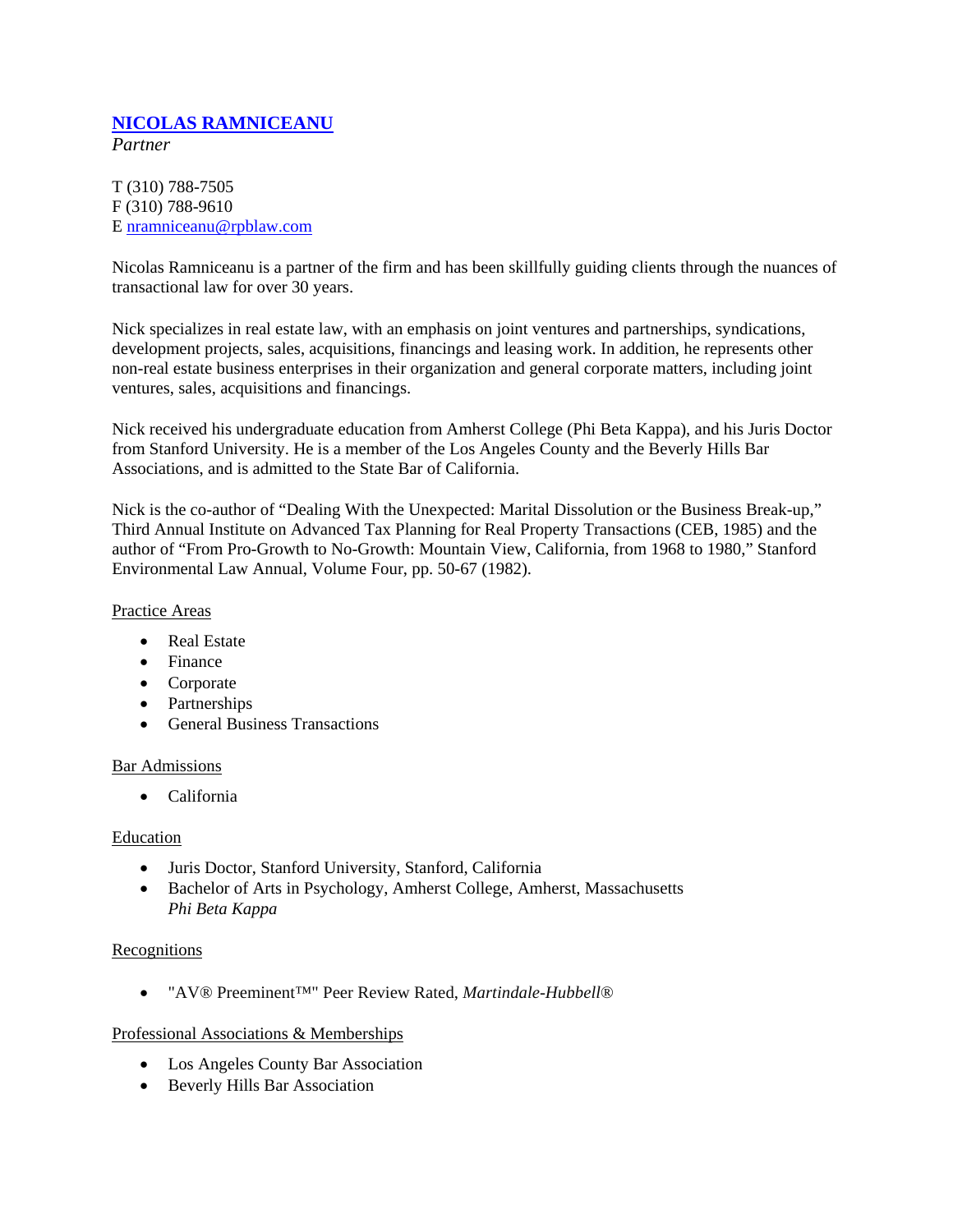## [NICOLAS RAMNICEANU](#)

*Partner*

T (310) 788-7505
F (310) 788-9610
E [nramniceanu@rpblaw.com](mailto:nramniceanu@rpblaw.com)

Nicolas Ramniceanu is a partner of the firm and has been skillfully guiding clients through the nuances of transactional law for over 30 years.

Nick specializes in real estate law, with an emphasis on joint ventures and partnerships, syndications, development projects, sales, acquisitions, financings and leasing work. In addition, he represents other non-real estate business enterprises in their organization and general corporate matters, including joint ventures, sales, acquisitions and financings.

Nick received his undergraduate education from Amherst College (Phi Beta Kappa), and his Juris Doctor from Stanford University. He is a member of the Los Angeles County and the Beverly Hills Bar Associations, and is admitted to the State Bar of California.

Nick is the co-author of "Dealing With the Unexpected: Marital Dissolution or the Business Break-up," Third Annual Institute on Advanced Tax Planning for Real Property Transactions (CEB, 1985) and the author of "From Pro-Growth to No-Growth: Mountain View, California, from 1968 to 1980," Stanford Environmental Law Annual, Volume Four, pp. 50-67 (1982).

### Practice Areas

- Real Estate
- Finance
- Corporate
- Partnerships
- General Business Transactions

### Bar Admissions

- California

### Education

- Juris Doctor, Stanford University, Stanford, California
- Bachelor of Arts in Psychology, Amherst College, Amherst, Massachusetts
  *Phi Beta Kappa*

### Recognitions

- "AV® Preeminent™" Peer Review Rated, *Martindale-Hubbell®*

### Professional Associations & Memberships

- Los Angeles County Bar Association
- Beverly Hills Bar Association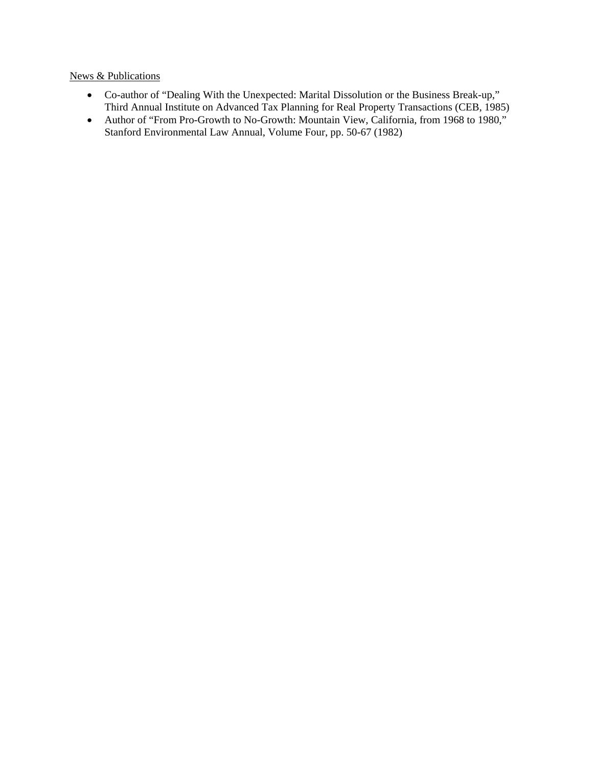News & Publications

- Co-author of “Dealing With the Unexpected: Marital Dissolution or the Business Break-up,” Third Annual Institute on Advanced Tax Planning for Real Property Transactions (CEB, 1985)
- Author of “From Pro-Growth to No-Growth: Mountain View, California, from 1968 to 1980,” Stanford Environmental Law Annual, Volume Four, pp. 50-67 (1982)